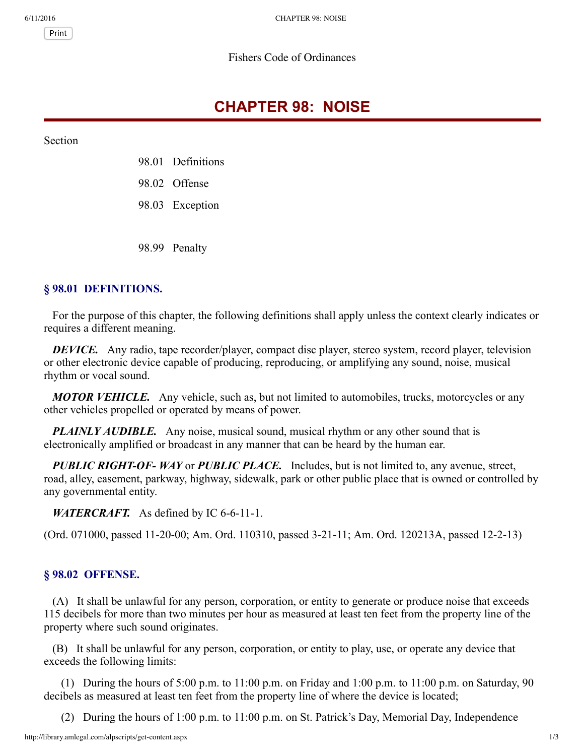Fishers Code of Ordinances

# CHAPTER 98: NOISE

Section

98.01 Definitions

98.02 Offense

98.03 Exception

98.99 Penalty

## § 98.01 DEFINITIONS.

For the purpose of this chapter, the following definitions shall apply unless the context clearly indicates or requires a different meaning.

***DEVICE.*** Any radio, tape recorder/player, compact disc player, stereo system, record player, television or other electronic device capable of producing, reproducing, or amplifying any sound, noise, musical rhythm or vocal sound.

***MOTOR VEHICLE.*** Any vehicle, such as, but not limited to automobiles, trucks, motorcycles or any other vehicles propelled or operated by means of power.

***PLAINLY AUDIBLE.*** Any noise, musical sound, musical rhythm or any other sound that is electronically amplified or broadcast in any manner that can be heard by the human ear.

***PUBLIC RIGHT-OF- WAY*** or ***PUBLIC PLACE.*** Includes, but is not limited to, any avenue, street, road, alley, easement, parkway, highway, sidewalk, park or other public place that is owned or controlled by any governmental entity.

***WATERCRAFT.*** As defined by IC 6-6-11-1.

(Ord. 071000, passed 11-20-00; Am. Ord. 110310, passed 3-21-11; Am. Ord. 120213A, passed 12-2-13)

## § 98.02 OFFENSE.

(A) It shall be unlawful for any person, corporation, or entity to generate or produce noise that exceeds 115 decibels for more than two minutes per hour as measured at least ten feet from the property line of the property where such sound originates.

(B) It shall be unlawful for any person, corporation, or entity to play, use, or operate any device that exceeds the following limits:

(1) During the hours of 5:00 p.m. to 11:00 p.m. on Friday and 1:00 p.m. to 11:00 p.m. on Saturday, 90 decibels as measured at least ten feet from the property line of where the device is located;

(2) During the hours of 1:00 p.m. to 11:00 p.m. on St. Patrick's Day, Memorial Day, Independence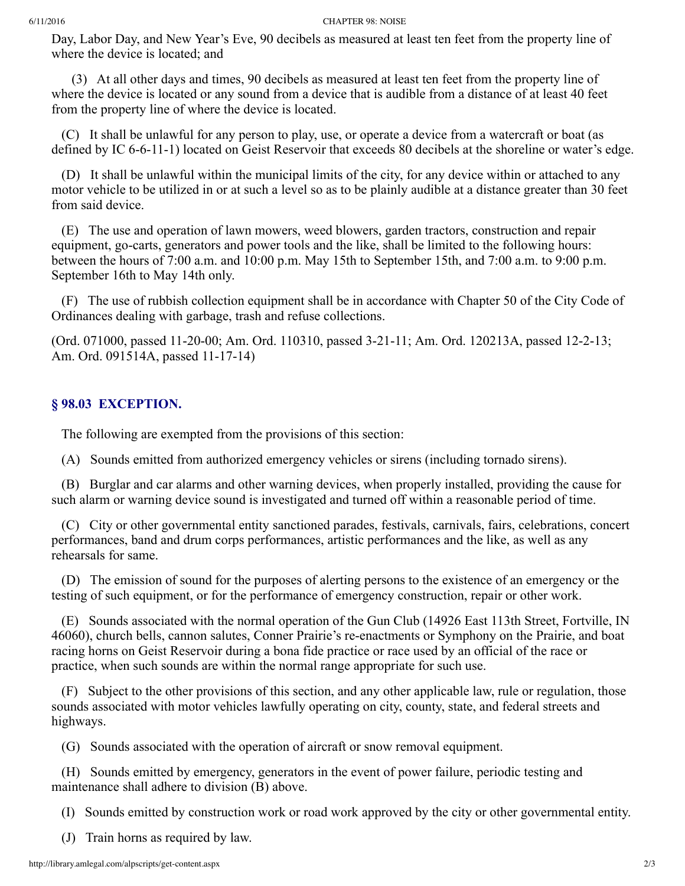Day, Labor Day, and New Year's Eve, 90 decibels as measured at least ten feet from the property line of where the device is located; and

(3) At all other days and times, 90 decibels as measured at least ten feet from the property line of where the device is located or any sound from a device that is audible from a distance of at least 40 feet from the property line of where the device is located.

(C) It shall be unlawful for any person to play, use, or operate a device from a watercraft or boat (as defined by IC 6-6-11-1) located on Geist Reservoir that exceeds 80 decibels at the shoreline or water's edge.

(D) It shall be unlawful within the municipal limits of the city, for any device within or attached to any motor vehicle to be utilized in or at such a level so as to be plainly audible at a distance greater than 30 feet from said device.

(E) The use and operation of lawn mowers, weed blowers, garden tractors, construction and repair equipment, go-carts, generators and power tools and the like, shall be limited to the following hours: between the hours of 7:00 a.m. and 10:00 p.m. May 15th to September 15th, and 7:00 a.m. to 9:00 p.m. September 16th to May 14th only.

(F) The use of rubbish collection equipment shall be in accordance with Chapter 50 of the City Code of Ordinances dealing with garbage, trash and refuse collections.

(Ord. 071000, passed 11-20-00; Am. Ord. 110310, passed 3-21-11; Am. Ord. 120213A, passed 12-2-13; Am. Ord. 091514A, passed 11-17-14)

## § 98.03 EXCEPTION.

The following are exempted from the provisions of this section:

(A) Sounds emitted from authorized emergency vehicles or sirens (including tornado sirens).

(B) Burglar and car alarms and other warning devices, when properly installed, providing the cause for such alarm or warning device sound is investigated and turned off within a reasonable period of time.

(C) City or other governmental entity sanctioned parades, festivals, carnivals, fairs, celebrations, concert performances, band and drum corps performances, artistic performances and the like, as well as any rehearsals for same.

(D) The emission of sound for the purposes of alerting persons to the existence of an emergency or the testing of such equipment, or for the performance of emergency construction, repair or other work.

(E) Sounds associated with the normal operation of the Gun Club (14926 East 113th Street, Fortville, IN 46060), church bells, cannon salutes, Conner Prairie's re-enactments or Symphony on the Prairie, and boat racing horns on Geist Reservoir during a bona fide practice or race used by an official of the race or practice, when such sounds are within the normal range appropriate for such use.

(F) Subject to the other provisions of this section, and any other applicable law, rule or regulation, those sounds associated with motor vehicles lawfully operating on city, county, state, and federal streets and highways.

(G) Sounds associated with the operation of aircraft or snow removal equipment.

(H) Sounds emitted by emergency, generators in the event of power failure, periodic testing and maintenance shall adhere to division (B) above.

(I) Sounds emitted by construction work or road work approved by the city or other governmental entity.

(J) Train horns as required by law.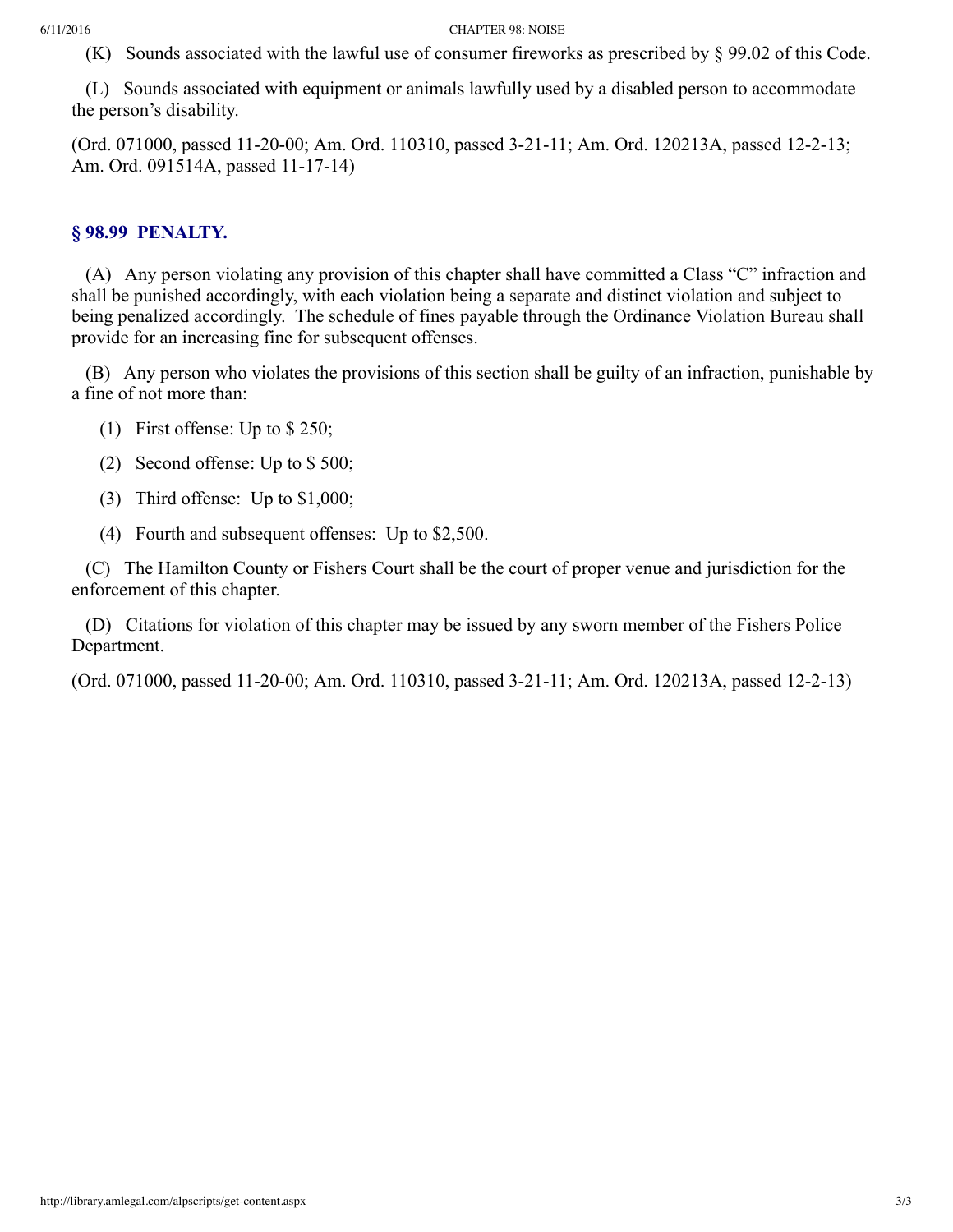(K) Sounds associated with the lawful use of consumer fireworks as prescribed by § 99.02 of this Code.

(L) Sounds associated with equipment or animals lawfully used by a disabled person to accommodate the person's disability.

(Ord. 071000, passed 11-20-00; Am. Ord. 110310, passed 3-21-11; Am. Ord. 120213A, passed 12-2-13; Am. Ord. 091514A, passed 11-17-14)

### § 98.99 PENALTY.

(A) Any person violating any provision of this chapter shall have committed a Class "C" infraction and shall be punished accordingly, with each violation being a separate and distinct violation and subject to being penalized accordingly. The schedule of fines payable through the Ordinance Violation Bureau shall provide for an increasing fine for subsequent offenses.

(B) Any person who violates the provisions of this section shall be guilty of an infraction, punishable by a fine of not more than:

(1) First offense: Up to $ 250;

(2) Second offense: Up to $ 500;

(3) Third offense: Up to $1,000;

(4) Fourth and subsequent offenses: Up to $2,500.

(C) The Hamilton County or Fishers Court shall be the court of proper venue and jurisdiction for the enforcement of this chapter.

(D) Citations for violation of this chapter may be issued by any sworn member of the Fishers Police Department.

(Ord. 071000, passed 11-20-00; Am. Ord. 110310, passed 3-21-11; Am. Ord. 120213A, passed 12-2-13)